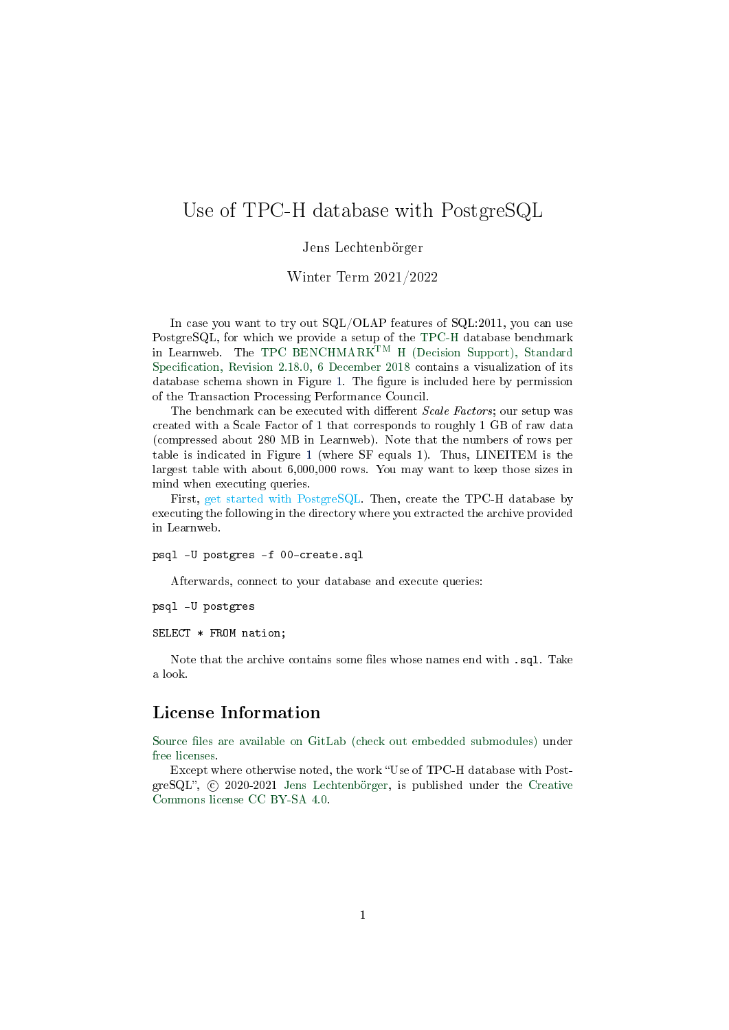# Use of TPC-H database with PostgreSQL

Jens Lechtenbörger

Winter Term 2021/2022

In case you want to try out SQL/OLAP features of SQL:2011, you can use PostgreSQL, for which we provide a setup of the TPC-H database benchmark in Learnweb. The TPC BENCHMARK™ H (Decision Support), Standard Specification, Revision 2.18.0, 6 December 2018 contains a visualization of its database schema shown in Figure 1. The figure is included here by permission of the Transaction Processing Performance Council.

The benchmark can be executed with different *Scale Factors*; our setup was created with a Scale Factor of 1 that corresponds to roughly 1 GB of raw data (compressed about 280 MB in Learnweb). Note that the numbers of rows per table is indicated in Figure 1 (where SF equals 1). Thus, LINEITEM is the largest table with about 6,000,000 rows. You may want to keep those sizes in mind when executing queries.

First, get started with PostgreSQL. Then, create the TPC-H database by executing the following in the directory where you extracted the archive provided in Learnweb.

```
psql -U postgres -f 00-create.sql
```

Afterwards, connect to your database and execute queries:

```
psql -U postgres

SELECT * FROM nation;
```

Note that the archive contains some files whose names end with `.sql`. Take a look.

## License Information

Source files are available on GitLab (check out embedded submodules) under free licenses.

Except where otherwise noted, the work "Use of TPC-H database with PostgreSQL", © 2020-2021 Jens Lechtenbörger, is published under the Creative Commons license CC BY-SA 4.0.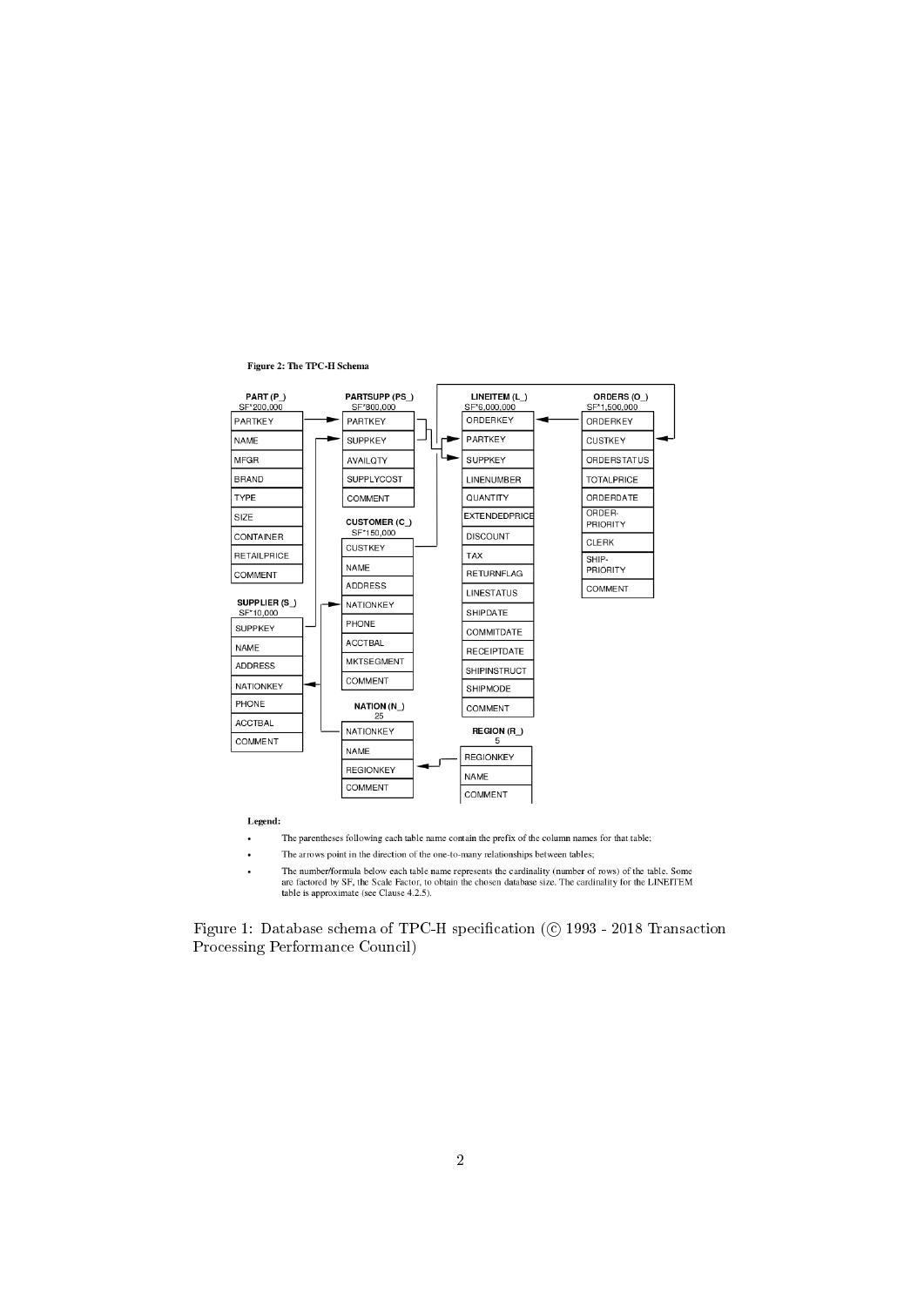**Figure 2: The TPC-H Schema**

PART (P_)
SF*200,000
PARTKEY
NAME
MFGR
BRAND
TYPE
SIZE
CONTAINER
RETAILPRICE
COMMENT

PARTSUPP (PS_)
SF*800,000
PARTKEY
SUPPKEY
AVAILQTY
SUPPLYCOST
COMMENT

LINEITEM (L_)
SF*6,000,000
ORDERKEY
PARTKEY
SUPPKEY
LINENUMBER
QUANTITY
EXTENDEDPRICE
DISCOUNT
TAX
RETURNFLAG
LINESTATUS
SHIPDATE
COMMITDATE
RECEIPTDATE
SHIPINSTRUCT
SHIPMODE
COMMENT

ORDERS (O_)
SF*1,500,000
ORDERKEY
CUSTKEY
ORDERSTATUS
TOTALPRICE
ORDERDATE
ORDER-PRIORITY
CLERK
SHIP-PRIORITY
COMMENT

CUSTOMER (C_)
SF*150,000
CUSTKEY
NAME
ADDRESS
NATIONKEY
PHONE
ACCTBAL
MKTSEGMENT
COMMENT

SUPPLIER (S_)
SF*10,000
SUPPKEY
NAME
ADDRESS
NATIONKEY
PHONE
ACCTBAL
COMMENT

NATION (N_)
25
NATIONKEY
NAME
REGIONKEY
COMMENT

REGION (R_)
5
REGIONKEY
NAME
COMMENT

**Legend:**

- The parentheses following each table name contain the prefix of the column names for that table;
- The arrows point in the direction of the one-to-many relationships between tables;
- The number/formula below each table name represents the cardinality (number of rows) of the table. Some are factored by SF, the Scale Factor, to obtain the chosen database size. The cardinality for the LINEITEM table is approximate (see Clause 4.2.5).

Figure 1: Database schema of TPC-H specification (© 1993 - 2018 Transaction Processing Performance Council)